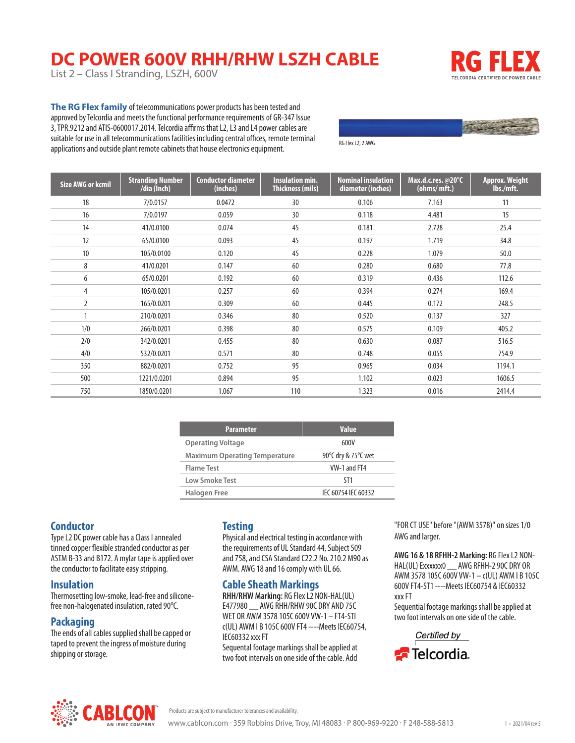# DC POWER 600V RHH/RHW LSZH CABLE

List 2 – Class I Stranding, LSZH, 600V

RG FLEX
TELCORDIA-CERTIFIED DC POWER CABLE

**The RG Flex family** of telecommunications power products has been tested and approved by Telcordia and meets the functional performance requirements of GR-347 Issue 3, TPR.9212 and ATIS-0600017.2014. Telcordia affirms that L2, L3 and L4 power cables are suitable for use in all telecommunications facilities including central offices, remote terminal applications and outside plant remote cabinets that house electronics equipment.

RG Flex L2, 2 AWG

| Size AWG or kcmil | Stranding Number /dia (Inch) | Conductor diameter (inches) | Insulation min. Thickness (mils) | Nominal insulation diameter (inches) | Max.d.c.res. @20°C (ohms/ mft.) | Approx. Weight lbs./mft. |
|---|---|---|---|---|---|---|
| 18 | 7/0.0157 | 0.0472 | 30 | 0.106 | 7.163 | 11 |
| 16 | 7/0.0197 | 0.059 | 30 | 0.118 | 4.481 | 15 |
| 14 | 41/0.0100 | 0.074 | 45 | 0.181 | 2.728 | 25.4 |
| 12 | 65/0.0100 | 0.093 | 45 | 0.197 | 1.719 | 34.8 |
| 10 | 105/0.0100 | 0.120 | 45 | 0.228 | 1.079 | 50.0 |
| 8 | 41/0.0201 | 0.147 | 60 | 0.280 | 0.680 | 77.8 |
| 6 | 65/0.0201 | 0.192 | 60 | 0.319 | 0.436 | 112.6 |
| 4 | 105/0.0201 | 0.257 | 60 | 0.394 | 0.274 | 169.4 |
| 2 | 165/0.0201 | 0.309 | 60 | 0.445 | 0.172 | 248.5 |
| 1 | 210/0.0201 | 0.346 | 80 | 0.520 | 0.137 | 327 |
| 1/0 | 266/0.0201 | 0.398 | 80 | 0.575 | 0.109 | 405.2 |
| 2/0 | 342/0.0201 | 0.455 | 80 | 0.630 | 0.087 | 516.5 |
| 4/0 | 532/0.0201 | 0.571 | 80 | 0.748 | 0.055 | 754.9 |
| 350 | 882/0.0201 | 0.752 | 95 | 0.965 | 0.034 | 1194.1 |
| 500 | 1221/0.0201 | 0.894 | 95 | 1.102 | 0.023 | 1606.5 |
| 750 | 1850/0.0201 | 1.067 | 110 | 1.323 | 0.016 | 2414.4 |

| Parameter | Value |
|---|---|
| Operating Voltage | 600V |
| Maximum Operating Temperature | 90°C dry & 75°C wet |
| Flame Test | VW-1 and FT4 |
| Low Smoke Test | ST1 |
| Halogen Free | IEC 60754 IEC 60332 |

## Conductor

Type L2 DC power cable has a Class I annealed tinned copper flexible stranded conductor as per ASTM B-33 and B172. A mylar tape is applied over the conductor to facilitate easy stripping.

## Insulation

Thermosetting low-smoke, lead-free and silicone-free non-halogenated insulation, rated 90°C.

## Packaging

The ends of all cables supplied shall be capped or taped to prevent the ingress of moisture during shipping or storage.

## Testing

Physical and electrical testing in accordance with the requirements of UL Standard 44, Subject 509 and 758, and CSA Standard C22.2 No. 210.2 M90 as AWM. AWG 18 and 16 comply with UL 66.

## Cable Sheath Markings

**RHH/RHW Marking:** RG Flex L2 NON-HAL(UL) E477980 ___ AWG RHH/RHW 90C DRY AND 75C WET OR AWM 3578 105C 600V VW-1 – FT4-STI c(UL) AWM I B 105C 600V FT4 ----Meets IEC60754, IEC60332 xxx FT

Sequental footage markings shall be applied at two foot intervals on one side of the cable. Add "FOR CT USE" before "(AWM 3578)" on sizes 1/0 AWG and larger.

**AWG 16 & 18 RFHH-2 Marking:** RG Flex L2 NON-HAL(UL) Exxxxxx0 ___ AWG RFHH-2 90C DRY OR AWM 3578 105C 600V VW-1 – c(UL) AWM I B 105C 600V FT4-ST1 ----Meets IEC60754 & IEC60332 xxx FT

Sequential footage markings shall be applied at two foot intervals on one side of the cable.

Certified by Telcordia.

CABLCON™ AN IEWC COMPANY

Products are subject to manufacturer tolerances and availability.

www.cablcon.com · 359 Robbins Drive, Troy, MI 48083 · P 800-969-9220 · F 248-588-5813

2021/04 rev 5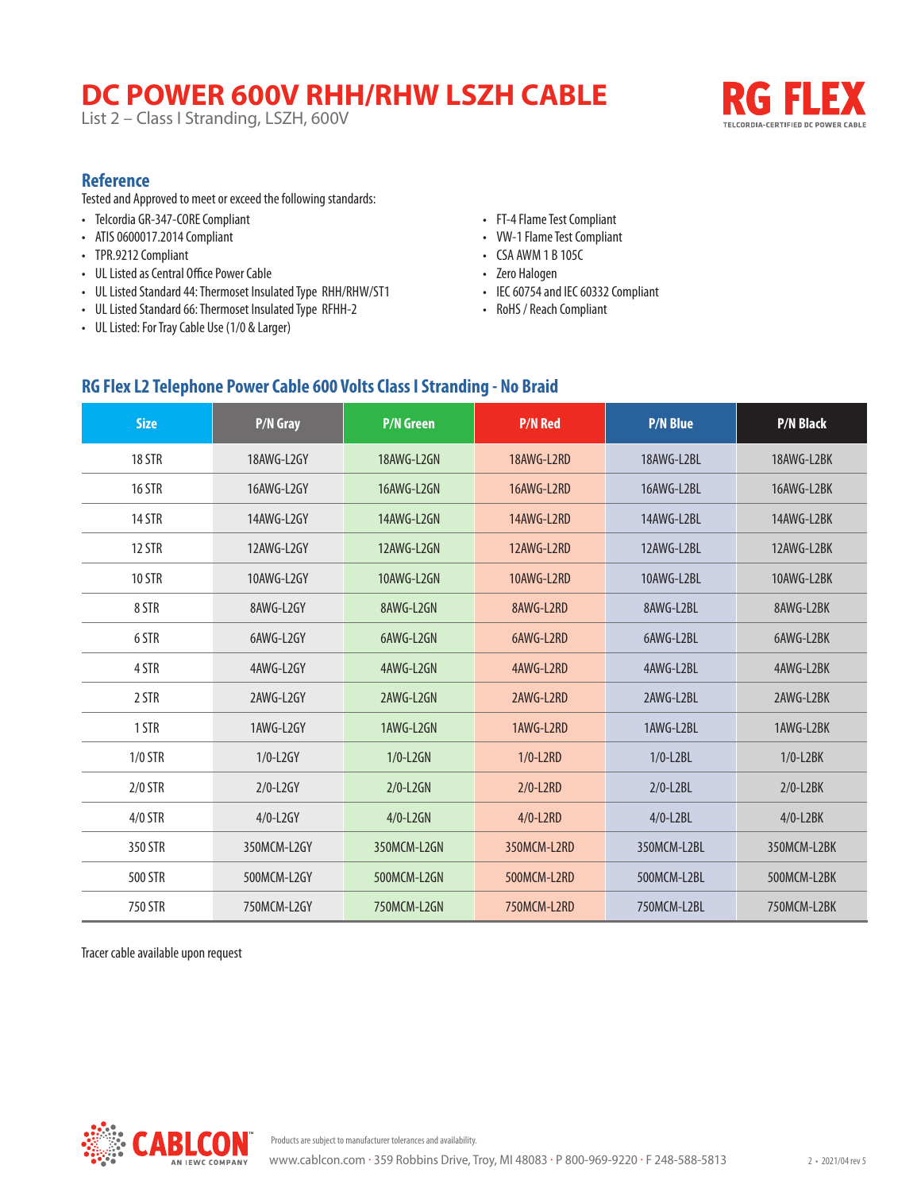# DC POWER 600V RHH/RHW LSZH CABLE

List 2 – Class I Stranding, LSZH, 600V

RG FLEX

TELCORDIA-CERTIFIED DC POWER CABLE

## Reference

Tested and Approved to meet or exceed the following standards:

- Telcordia GR-347-CORE Compliant
- ATIS 0600017.2014 Compliant
- TPR.9212 Compliant
- UL Listed as Central Office Power Cable
- UL Listed Standard 44: Thermoset Insulated Type RHH/RHW/ST1
- UL Listed Standard 66: Thermoset Insulated Type RFHH-2
- UL Listed: For Tray Cable Use (1/0 & Larger)
- FT-4 Flame Test Compliant
- VW-1 Flame Test Compliant
- CSA AWM 1 B 105C
- Zero Halogen
- IEC 60754 and IEC 60332 Compliant
- RoHS / Reach Compliant

## RG Flex L2 Telephone Power Cable 600 Volts Class I Stranding - No Braid

| Size | P/N Gray | P/N Green | P/N Red | P/N Blue | P/N Black |
|---|---|---|---|---|---|
| 18 STR | 18AWG-L2GY | 18AWG-L2GN | 18AWG-L2RD | 18AWG-L2BL | 18AWG-L2BK |
| 16 STR | 16AWG-L2GY | 16AWG-L2GN | 16AWG-L2RD | 16AWG-L2BL | 16AWG-L2BK |
| 14 STR | 14AWG-L2GY | 14AWG-L2GN | 14AWG-L2RD | 14AWG-L2BL | 14AWG-L2BK |
| 12 STR | 12AWG-L2GY | 12AWG-L2GN | 12AWG-L2RD | 12AWG-L2BL | 12AWG-L2BK |
| 10 STR | 10AWG-L2GY | 10AWG-L2GN | 10AWG-L2RD | 10AWG-L2BL | 10AWG-L2BK |
| 8 STR | 8AWG-L2GY | 8AWG-L2GN | 8AWG-L2RD | 8AWG-L2BL | 8AWG-L2BK |
| 6 STR | 6AWG-L2GY | 6AWG-L2GN | 6AWG-L2RD | 6AWG-L2BL | 6AWG-L2BK |
| 4 STR | 4AWG-L2GY | 4AWG-L2GN | 4AWG-L2RD | 4AWG-L2BL | 4AWG-L2BK |
| 2 STR | 2AWG-L2GY | 2AWG-L2GN | 2AWG-L2RD | 2AWG-L2BL | 2AWG-L2BK |
| 1 STR | 1AWG-L2GY | 1AWG-L2GN | 1AWG-L2RD | 1AWG-L2BL | 1AWG-L2BK |
| 1/0 STR | 1/0-L2GY | 1/0-L2GN | 1/0-L2RD | 1/0-L2BL | 1/0-L2BK |
| 2/0 STR | 2/0-L2GY | 2/0-L2GN | 2/0-L2RD | 2/0-L2BL | 2/0-L2BK |
| 4/0 STR | 4/0-L2GY | 4/0-L2GN | 4/0-L2RD | 4/0-L2BL | 4/0-L2BK |
| 350 STR | 350MCM-L2GY | 350MCM-L2GN | 350MCM-L2RD | 350MCM-L2BL | 350MCM-L2BK |
| 500 STR | 500MCM-L2GY | 500MCM-L2GN | 500MCM-L2RD | 500MCM-L2BL | 500MCM-L2BK |
| 750 STR | 750MCM-L2GY | 750MCM-L2GN | 750MCM-L2RD | 750MCM-L2BL | 750MCM-L2BK |

Tracer cable available upon request

CABLCON™ AN IEWC COMPANY

Products are subject to manufacturer tolerances and availability.

www.cablcon.com · 359 Robbins Drive, Troy, MI 48083 · P 800-969-9220 · F 248-588-5813

2021/04 rev 5